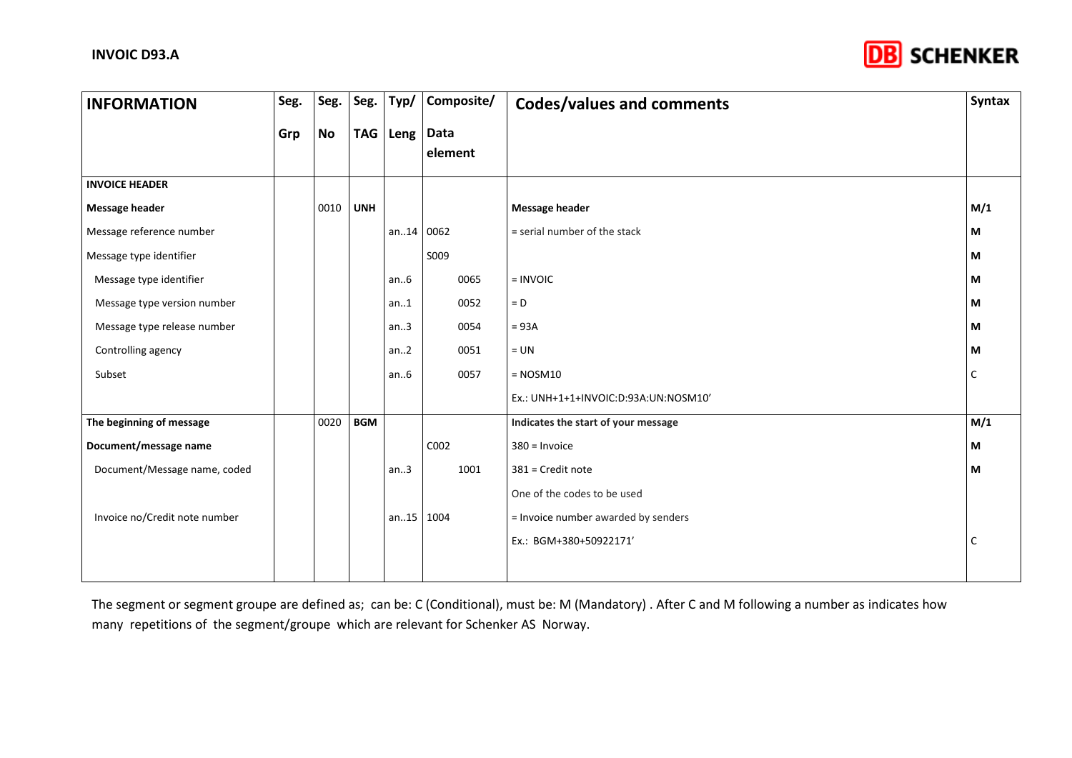# INVOIC D93.A

| INFORMATION | Seg. Grp | Seg. No | Seg. TAG | Typ/ Leng | Composite/ Data element | Codes/values and comments | Syntax |
|---|---|---|---|---|---|---|---|
| **INVOICE HEADER** | | | | | | | |
| **Message header** | | 0010 | **UNH** | | | **Message header** | **M/1** |
| Message reference number | | | | an..14 | 0062 | = serial number of the stack | **M** |
| Message type identifier | | | | | S009 | | **M** |
| Message type identifier | | | | an..6 | 0065 | = INVOIC | **M** |
| Message type version number | | | | an..1 | 0052 | = D | **M** |
| Message type release number | | | | an..3 | 0054 | = 93A | **M** |
| Controlling agency | | | | an..2 | 0051 | = UN | **M** |
| Subset | | | | an..6 | 0057 | = NOSM10 | C |
| | | | | | | Ex.: UNH+1+1+INVOIC:D:93A:UN:NOSM10' | |
| **The beginning of message** | | 0020 | **BGM** | | | **Indicates the start of your message** | **M/1** |
| **Document/message name** | | | | | C002 | 380 = Invoice | **M** |
| Document/Message name, coded | | | | an..3 | 1001 | 381 = Credit note | **M** |
| | | | | | | One of the codes to be used | |
| Invoice no/Credit note number | | | | an..15 | 1004 | = Invoice number awarded by senders | |
| | | | | | | Ex.: BGM+380+50922171' | C |

The segment or segment groupe are defined as; can be: C (Conditional), must be: M (Mandatory) . After C and M following a number as indicates how many repetitions of the segment/groupe which are relevant for Schenker AS Norway.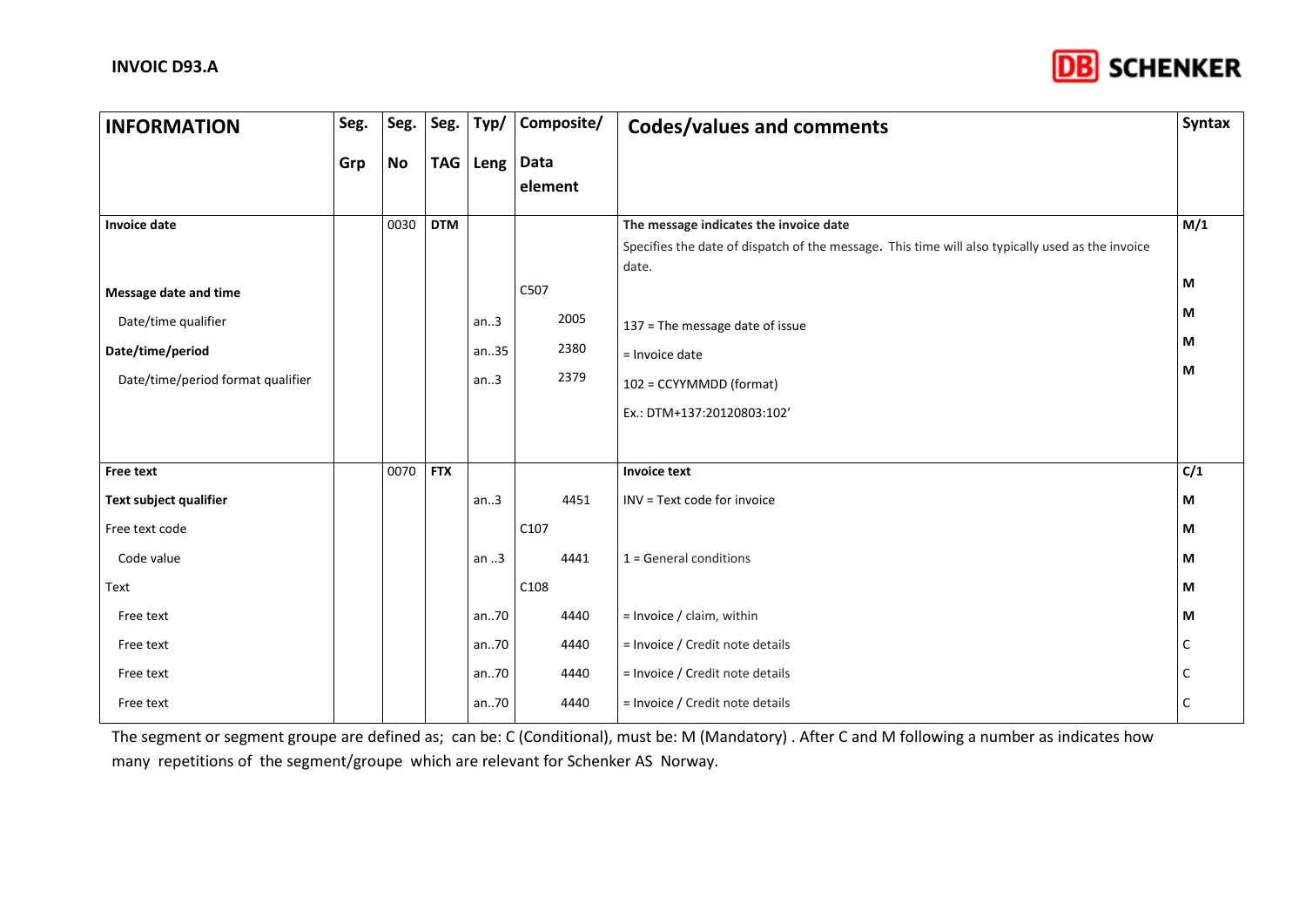| INFORMATION | Seg. Grp | Seg. No | Seg. TAG | Typ/ Leng | Composite/ Data element | Codes/values and comments | Syntax |
|---|---|---|---|---|---|---|---|
| **Invoice date** | | 0030 | **DTM** | | | **The message indicates the invoice date**<br>Specifies the date of dispatch of the message. This time will also typically used as the invoice date. | **M/1** |
| **Message date and time** | | | | | C507 | | **M** |
| Date/time qualifier | | | | an..3 | 2005 | 137 = The message date of issue | **M** |
| **Date/time/period** | | | | an..35 | 2380 | = Invoice date | **M** |
| Date/time/period format qualifier | | | | an..3 | 2379 | 102 = CCYYMMDD (format)<br>Ex.: DTM+137:20120803:102' | **M** |
| **Free text** | | 0070 | **FTX** | | | **Invoice text** | **C/1** |
| **Text subject qualifier** | | | | an..3 | 4451 | INV = Text code for invoice | **M** |
| Free text code | | | | | C107 | | **M** |
| Code value | | | | an ..3 | 4441 | 1 = General conditions | **M** |
| Text | | | | | C108 | | **M** |
| Free text | | | | an..70 | 4440 | = Invoice / claim, within | **M** |
| Free text | | | | an..70 | 4440 | = Invoice / Credit note details | C |
| Free text | | | | an..70 | 4440 | = Invoice / Credit note details | C |
| Free text | | | | an..70 | 4440 | = Invoice / Credit note details | C |

The segment or segment groupe are defined as; can be: C (Conditional), must be: M (Mandatory) . After C and M following a number as indicates how many repetitions of the segment/groupe which are relevant for Schenker AS Norway.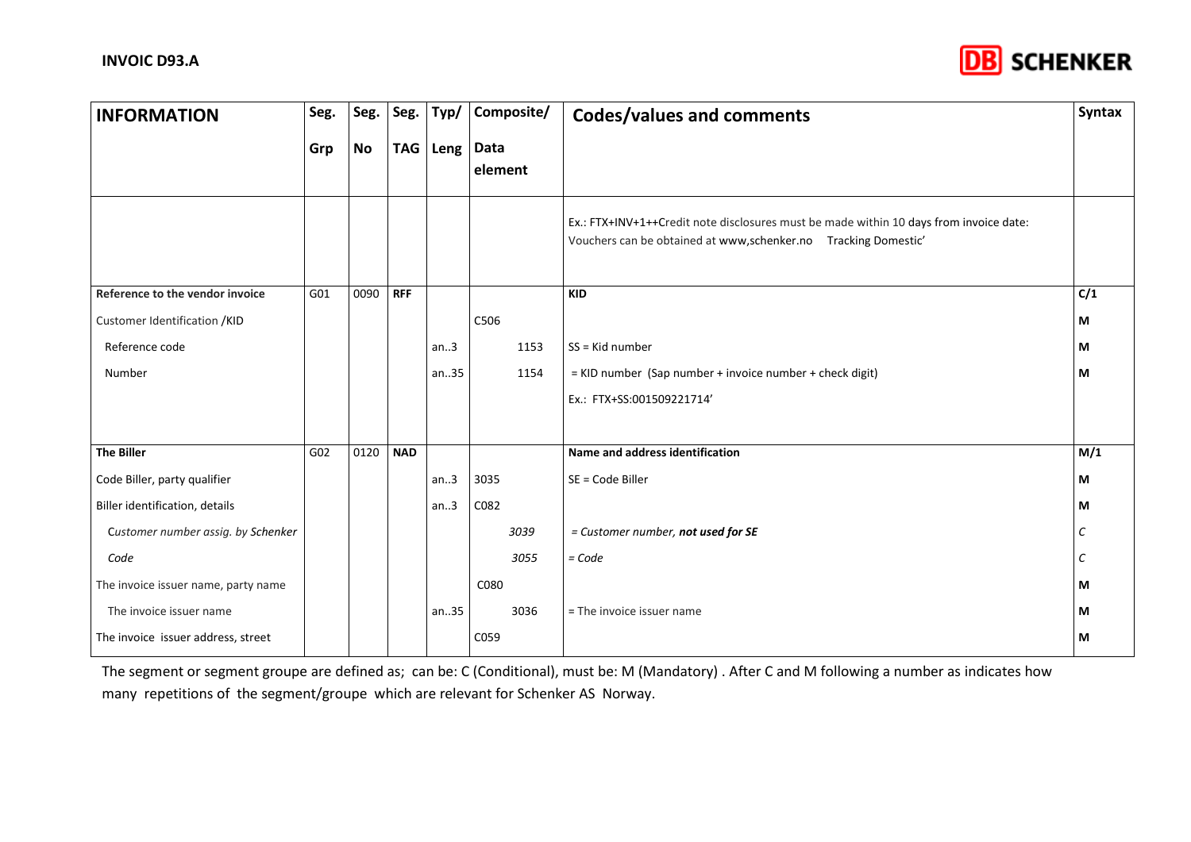| INFORMATION | Seg. Grp | Seg. No | Seg. TAG | Typ/ Leng | Composite/ Data element | Codes/values and comments | Syntax |
|---|---|---|---|---|---|---|---|
| | | | | | | Ex.: FTX+INV+1++Credit note disclosures must be made within 10 days from invoice date: Vouchers can be obtained at www,schenker.no    Tracking Domestic' | |
| **Reference to the vendor invoice** | G01 | 0090 | **RFF** | | | **KID** | **C/1** |
| Customer Identification /KID | | | | | C506 | | **M** |
| Reference code | | | | an..3 | 1153 | SS = Kid number | **M** |
| Number | | | | an..35 | 1154 | = KID number (Sap number + invoice number + check digit)<br>Ex.: FTX+SS:001509221714' | **M** |
| **The Biller** | G02 | 0120 | **NAD** | | | **Name and address identification** | **M/1** |
| Code Biller, party qualifier | | | | an..3 | 3035 | SE = Code Biller | **M** |
| Biller identification, details | | | | an..3 | C082 | | **M** |
| *Customer number assig. by Schenker* | | | | | *3039* | *= Customer number, **not used for SE*** | *C* |
| *Code* | | | | | *3055* | *= Code* | *C* |
| The invoice issuer name, party name | | | | | C080 | | **M** |
| The invoice issuer name | | | | an..35 | 3036 | = The invoice issuer name | **M** |
| The invoice issuer address, street | | | | | C059 | | **M** |

The segment or segment groupe are defined as; can be: C (Conditional), must be: M (Mandatory) . After C and M following a number as indicates how many repetitions of the segment/groupe which are relevant for Schenker AS Norway.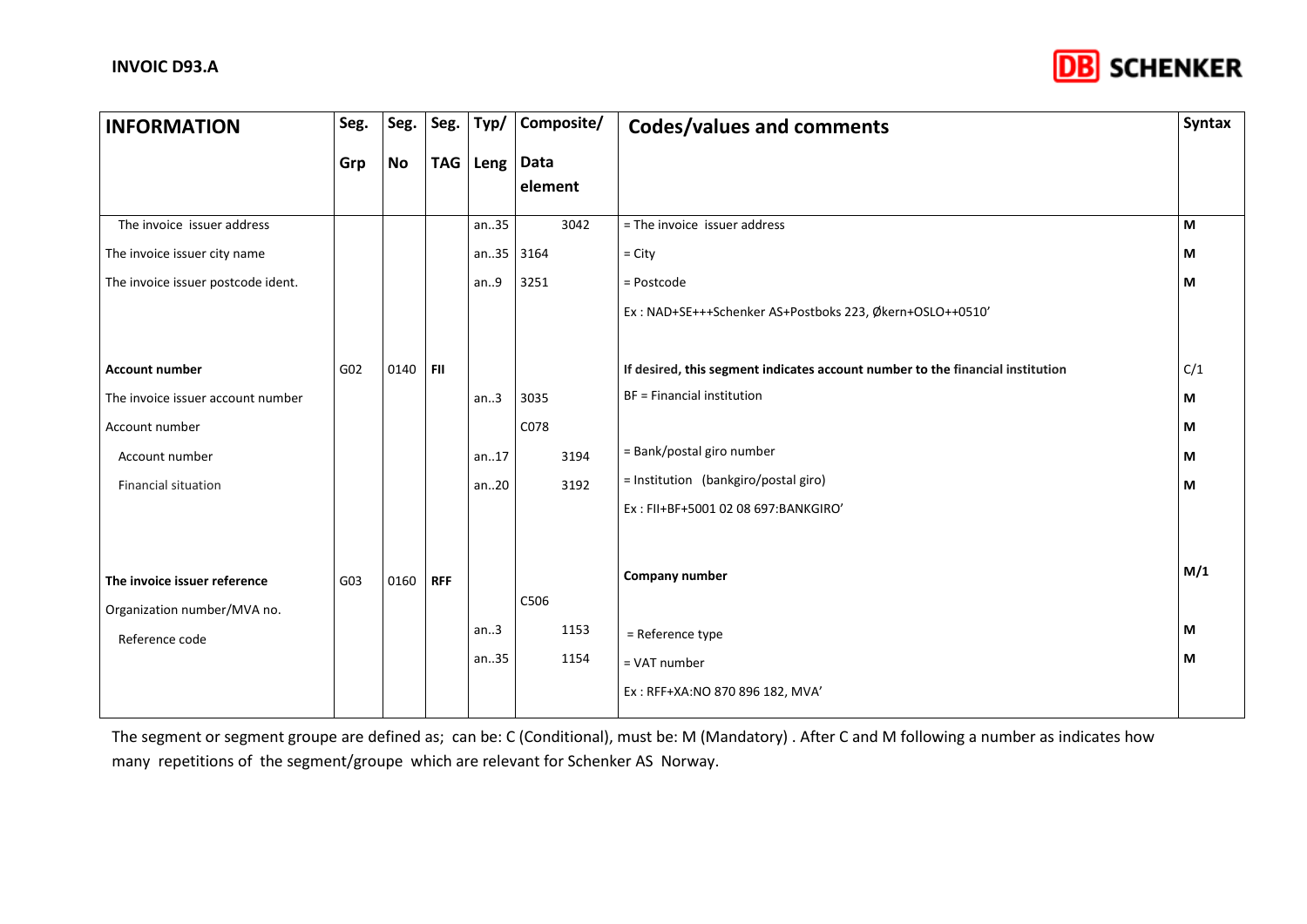| INFORMATION | Seg. Grp | Seg. No | Seg. TAG | Typ/ Leng | Composite/ Data element | Codes/values and comments | Syntax |
|---|---|---|---|---|---|---|---|
| The invoice issuer address | | | | an..35 | 3042 | = The invoice issuer address | M |
| The invoice issuer city name | | | | an..35 | 3164 | = City | M |
| The invoice issuer postcode ident. | | | | an..9 | 3251 | = Postcode | M |
| | | | | | | Ex : NAD+SE+++Schenker AS+Postboks 223, Økern+OSLO++0510' | |
| **Account number** | G02 | 0140 | **FII** | | | **If desired, this segment indicates account number to the financial institution** | C/1 |
| The invoice issuer account number | | | | an..3 | 3035 | BF = Financial institution | M |
| Account number | | | | | C078 | | M |
| Account number | | | | an..17 | 3194 | = Bank/postal giro number | M |
| Financial situation | | | | an..20 | 3192 | = Institution (bankgiro/postal giro) | M |
| | | | | | | Ex : FII+BF+5001 02 08 697:BANKGIRO' | |
| **The invoice issuer reference** | G03 | 0160 | **RFF** | | | **Company number** | M/1 |
| Organization number/MVA no. | | | | | C506 | | |
| Reference code | | | | an..3 | 1153 | = Reference type | M |
| | | | | an..35 | 1154 | = VAT number | M |
| | | | | | | Ex : RFF+XA:NO 870 896 182, MVA' | |

The segment or segment groupe are defined as; can be: C (Conditional), must be: M (Mandatory) . After C and M following a number as indicates how many repetitions of the segment/groupe which are relevant for Schenker AS Norway.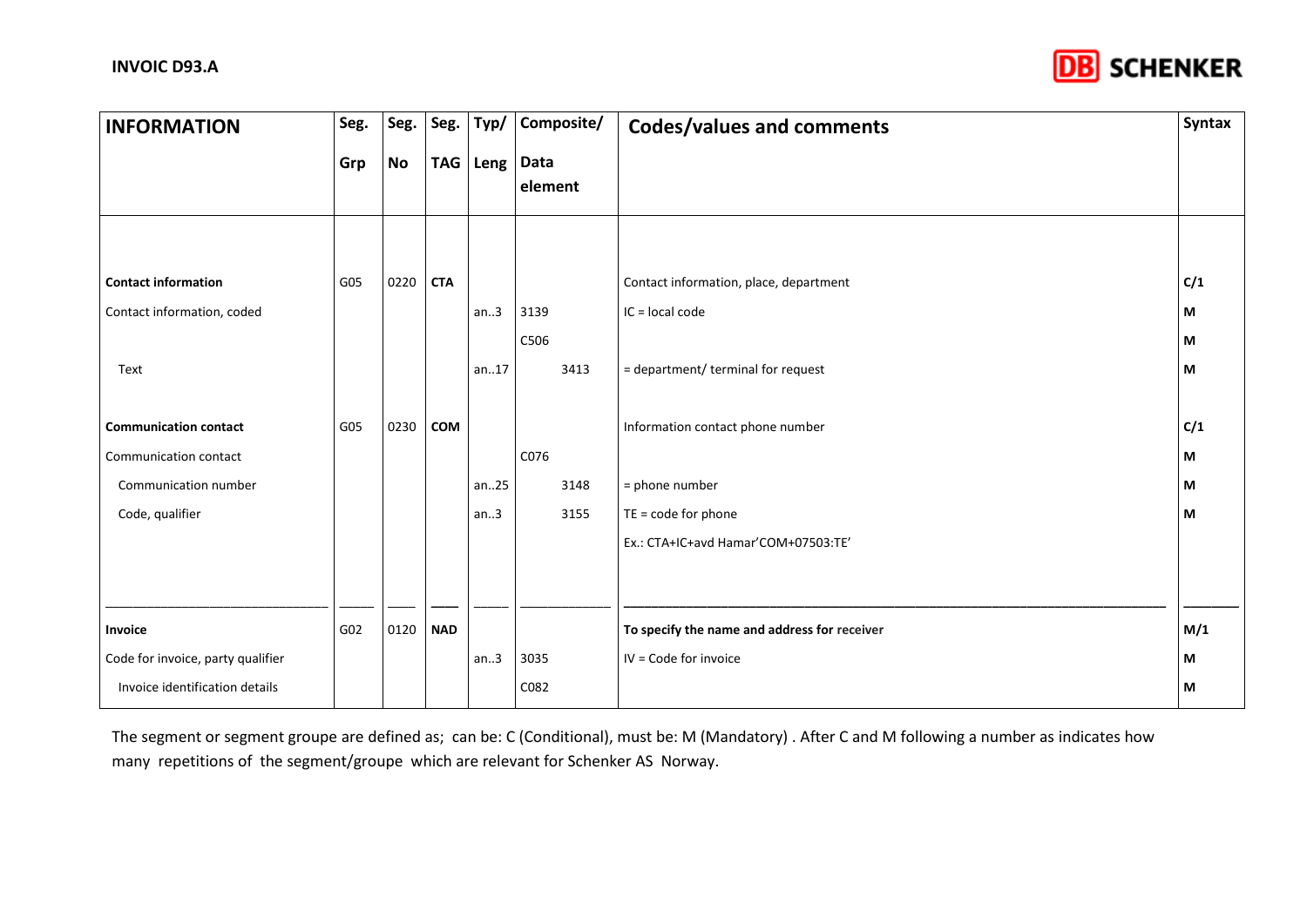| INFORMATION | Seg. Grp | Seg. No | Seg. TAG | Typ/ Leng | Composite/ Data element | Codes/values and comments | Syntax |
|---|---|---|---|---|---|---|---|
| **Contact information** | G05 | 0220 | **CTA** | | | Contact information, place, department | **C/1** |
| Contact information, coded | | | | an..3 | 3139 | IC = local code | **M** |
| | | | | | C506 | | **M** |
| Text | | | | an..17 | 3413 | = department/ terminal for request | **M** |
| **Communication contact** | G05 | 0230 | **COM** | | | Information contact phone number | **C/1** |
| Communication contact | | | | | C076 | | **M** |
| Communication number | | | | an..25 | 3148 | = phone number | **M** |
| Code, qualifier | | | | an..3 | 3155 | TE = code for phone | **M** |
| | | | | | | Ex.: CTA+IC+avd Hamar'COM+07503:TE' | |
| **Invoice** | G02 | 0120 | **NAD** | | | **To specify the name and address for** receiver | **M/1** |
| Code for invoice, party qualifier | | | | an..3 | 3035 | IV = Code for invoice | **M** |
| Invoice identification details | | | | | C082 | | **M** |

The segment or segment groupe are defined as; can be: C (Conditional), must be: M (Mandatory) . After C and M following a number as indicates how many repetitions of the segment/groupe which are relevant for Schenker AS Norway.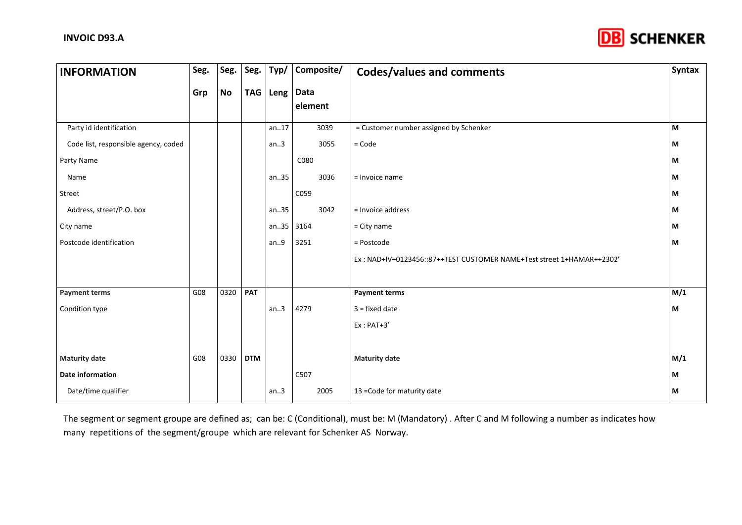| INFORMATION | Seg. Grp | Seg. No | Seg. TAG | Typ/ Leng | Composite/ Data element | Codes/values and comments | Syntax |
|---|---|---|---|---|---|---|---|
| Party id identification | | | | an..17 | 3039 | = Customer number assigned by Schenker | M |
| Code list, responsible agency, coded | | | | an..3 | 3055 | = Code | M |
| Party Name | | | | | C080 | | M |
| Name | | | | an..35 | 3036 | = Invoice name | M |
| Street | | | | | C059 | | M |
| Address, street/P.O. box | | | | an..35 | 3042 | = Invoice address | M |
| City name | | | | an..35 | 3164 | = City name | M |
| Postcode identification | | | | an..9 | 3251 | = Postcode | M |
| | | | | | | Ex : NAD+IV+0123456::87++TEST CUSTOMER NAME+Test street 1+HAMAR++2302' | |
| **Payment terms** | G08 | 0320 | **PAT** | | | **Payment terms** | **M/1** |
| Condition type | | | | an..3 | 4279 | 3 = fixed date | M |
| | | | | | | Ex : PAT+3' | |
| **Maturity date** | G08 | 0330 | **DTM** | | | **Maturity date** | **M/1** |
| **Date information** | | | | | C507 | | M |
| Date/time qualifier | | | | an..3 | 2005 | 13 =Code for maturity date | M |

The segment or segment groupe are defined as; can be: C (Conditional), must be: M (Mandatory) . After C and M following a number as indicates how many repetitions of the segment/groupe which are relevant for Schenker AS Norway.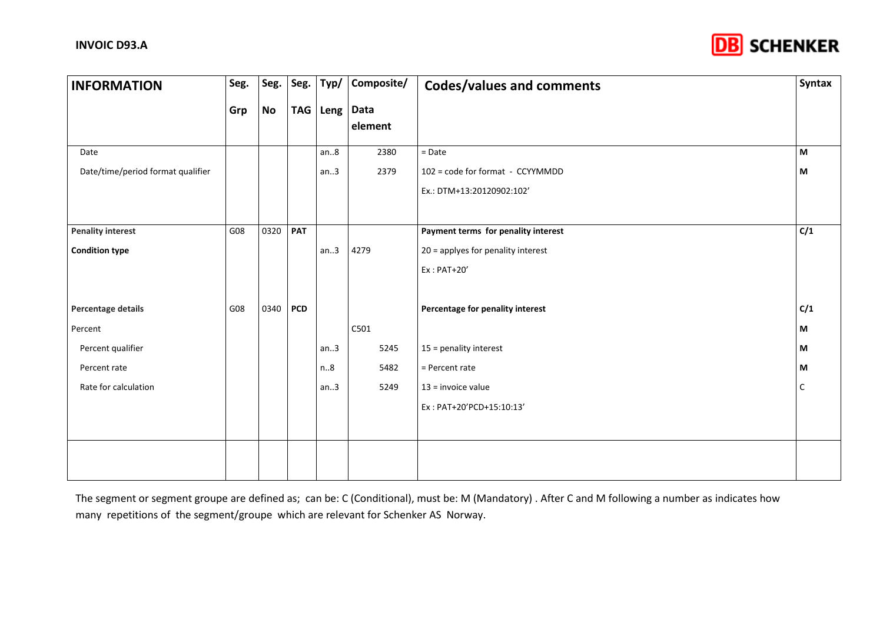| INFORMATION | Seg. Grp | Seg. No | Seg. TAG | Typ/ Leng | Composite/ Data element | Codes/values and comments | Syntax |
|---|---|---|---|---|---|---|---|
| Date | | | | an..8 | 2380 | = Date | M |
| Date/time/period format qualifier | | | | an..3 | 2379 | 102 = code for format - CCYYMMDD<br>Ex.: DTM+13:20120902:102’ | M |
| **Penality interest** | G08 | 0320 | **PAT** | | | **Payment terms for penality interest** | **C/1** |
| **Condition type** | | | | an..3 | 4279 | 20 = applyes for penality interest<br>Ex : PAT+20’ | |
| **Percentage details** | G08 | 0340 | **PCD** | | | **Percentage for penality interest** | **C/1** |
| Percent | | | | | C501 | | M |
| Percent qualifier | | | | an..3 | 5245 | 15 = penality interest | M |
| Percent rate | | | | n..8 | 5482 | = Percent rate | M |
| Rate for calculation | | | | an..3 | 5249 | 13 = invoice value<br>Ex : PAT+20’PCD+15:10:13’ | C |
| | | | | | | | |

The segment or segment groupe are defined as; can be: C (Conditional), must be: M (Mandatory) . After C and M following a number as indicates how many repetitions of the segment/groupe which are relevant for Schenker AS Norway.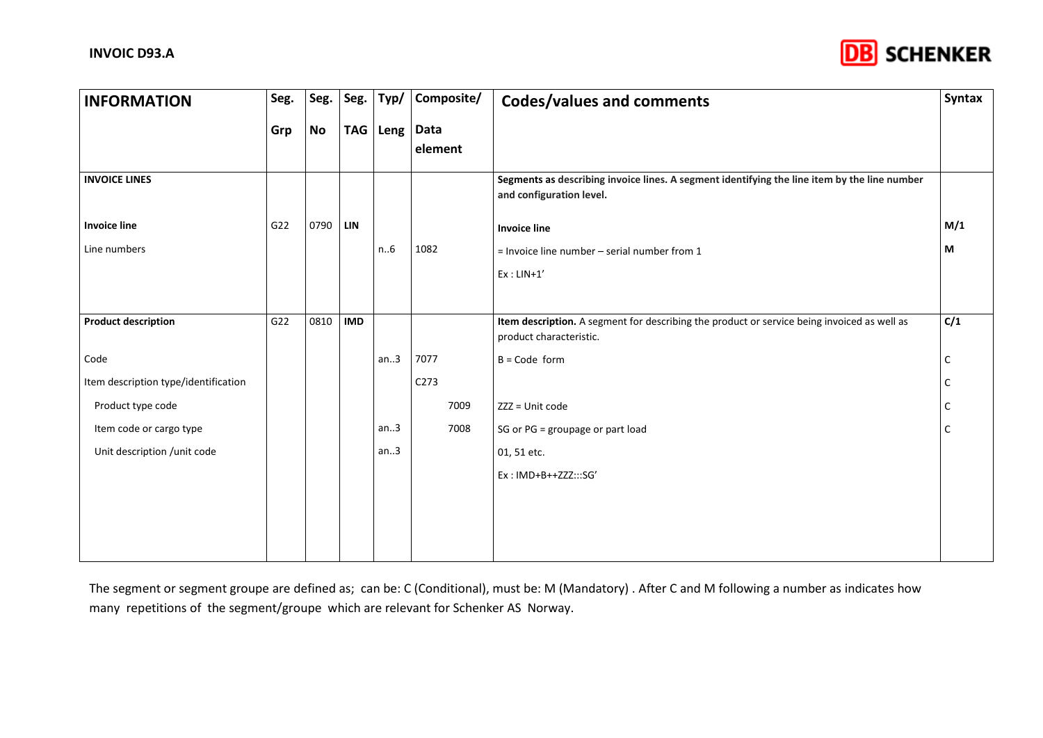| INFORMATION | Seg. Grp | Seg. No | Seg. TAG | Typ/ Leng | Composite/ Data element | Codes/values and comments | Syntax |
|---|---|---|---|---|---|---|---|
| **INVOICE LINES** | | | | | | **Segments as describing invoice lines. A segment identifying the line item by the line number and configuration level.** | |
| **Invoice line** | G22 | 0790 | **LIN** | | | **Invoice line** | **M/1** |
| Line numbers | | | | n..6 | 1082 | = Invoice line number – serial number from 1<br>Ex : LIN+1' | **M** |
| **Product description** | G22 | 0810 | **IMD** | | | **Item description.** A segment for describing the product or service being invoiced as well as product characteristic. | **C/1** |
| Code | | | | an..3 | 7077 | B = Code form | C |
| Item description type/identification | | | | | C273 | | C |
| Product type code | | | | | 7009 | ZZZ = Unit code | C |
| Item code or cargo type | | | | an..3 | 7008 | SG or PG = groupage or part load | C |
| Unit description /unit code | | | | an..3 | | 01, 51 etc.<br>Ex : IMD+B++ZZZ:::SG' | |

The segment or segment groupe are defined as; can be: C (Conditional), must be: M (Mandatory) . After C and M following a number as indicates how many repetitions of the segment/groupe which are relevant for Schenker AS Norway.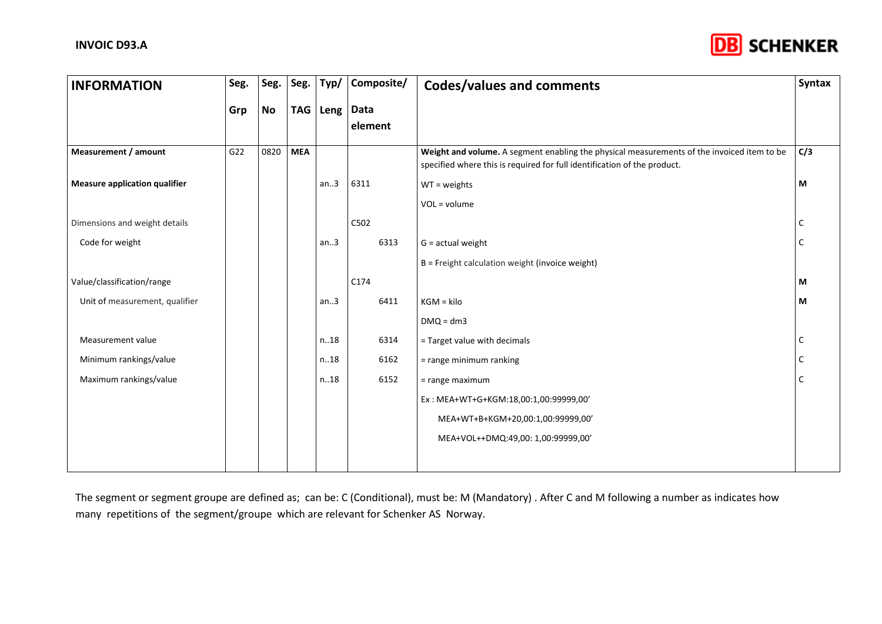| INFORMATION | Seg. Grp | Seg. No | Seg. TAG | Typ/ Leng | Composite/ Data element | Codes/values and comments | Syntax |
|---|---|---|---|---|---|---|---|
| **Measurement / amount** | G22 | 0820 | **MEA** | | | **Weight and volume.** A segment enabling the physical measurements of the invoiced item to be specified where this is required for full identification of the product. | **C/3** |
| **Measure application qualifier** | | | | an..3 | 6311 | WT = weights<br>VOL = volume | **M** |
| Dimensions and weight details | | | | | C502 | | C |
| Code for weight | | | | an..3 | 6313 | G = actual weight<br>B = Freight calculation weight (invoice weight) | C |
| Value/classification/range | | | | | C174 | | **M** |
| Unit of measurement, qualifier | | | | an..3 | 6411 | KGM = kilo<br>DMQ = dm3 | **M** |
| Measurement value | | | | n..18 | 6314 | = Target value with decimals | C |
| Minimum rankings/value | | | | n..18 | 6162 | = range minimum ranking | C |
| Maximum rankings/value | | | | n..18 | 6152 | = range maximum | C |
| | | | | | | Ex : MEA+WT+G+KGM:18,00:1,00:99999,00'<br>MEA+WT+B+KGM+20,00:1,00:99999,00'<br>MEA+VOL++DMQ:49,00: 1,00:99999,00' | |

The segment or segment groupe are defined as; can be: C (Conditional), must be: M (Mandatory) . After C and M following a number as indicates how many repetitions of the segment/groupe which are relevant for Schenker AS Norway.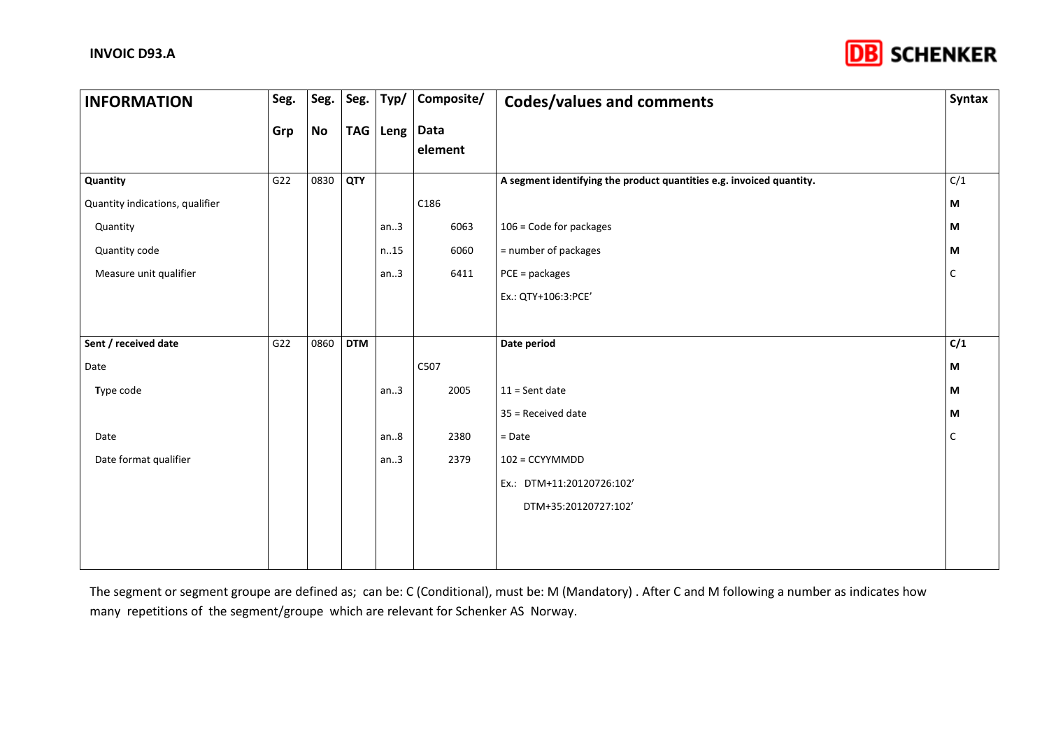| INFORMATION | Seg. Grp | Seg. No | Seg. TAG | Typ/ Leng | Composite/ Data element | Codes/values and comments | Syntax |
|---|---|---|---|---|---|---|---|
| **Quantity** | G22 | 0830 | **QTY** | | | **A segment identifying the product quantities e.g. invoiced quantity.** | C/1 |
| Quantity indications, qualifier | | | | | C186 | | **M** |
| Quantity | | | | an..3 | 6063 | 106 = Code for packages | **M** |
| Quantity code | | | | n..15 | 6060 | = number of packages | **M** |
| Measure unit qualifier | | | | an..3 | 6411 | PCE = packages | C |
| | | | | | | Ex.: QTY+106:3:PCE' | |
| **Sent / received date** | G22 | 0860 | **DTM** | | | **Date period** | **C/1** |
| Date | | | | | C507 | | **M** |
| **T**ype code | | | | an..3 | 2005 | 11 = Sent date | **M** |
| | | | | | | 35 = Received date | **M** |
| Date | | | | an..8 | 2380 | = Date | C |
| Date format qualifier | | | | an..3 | 2379 | 102 = CCYYMMDD | |
| | | | | | | Ex.: DTM+11:20120726:102' | |
| | | | | | | DTM+35:20120727:102' | |

The segment or segment groupe are defined as; can be: C (Conditional), must be: M (Mandatory) . After C and M following a number as indicates how many repetitions of the segment/groupe which are relevant for Schenker AS Norway.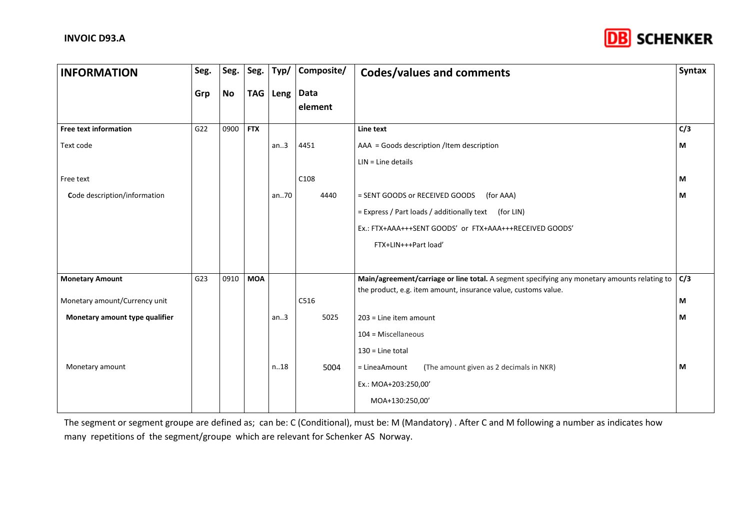| INFORMATION | Seg. Grp | Seg. No | Seg. TAG | Typ/ Leng | Composite/ Data element | Codes/values and comments | Syntax |
|---|---|---|---|---|---|---|---|
| **Free text information** | G22 | 0900 | **FTX** | | | **Line text** | **C/3** |
| Text code | | | | an..3 | 4451 | AAA = Goods description /Item description | **M** |
| | | | | | | LIN = Line details | |
| Free text | | | | | C108 | | **M** |
| Code description/information | | | | an..70 | 4440 | = SENT GOODS or RECEIVED GOODS (for AAA) | **M** |
| | | | | | | = Express / Part loads / additionally text (for LIN) | |
| | | | | | | Ex.: FTX+AAA+++SENT GOODS' or FTX+AAA+++RECEIVED GOODS' | |
| | | | | | | FTX+LIN+++Part load' | |
| **Monetary Amount** | G23 | 0910 | **MOA** | | | **Main/agreement/carriage or line total.** A segment specifying any monetary amounts relating to the product, e.g. item amount, insurance value, customs value. | **C/3** |
| Monetary amount/Currency unit | | | | | C516 | | **M** |
| **Monetary amount type qualifier** | | | | an..3 | 5025 | 203 = Line item amount | **M** |
| | | | | | | 104 = Miscellaneous | |
| | | | | | | 130 = Line total | |
| Monetary amount | | | | n..18 | 5004 | = LineaAmount (The amount given as 2 decimals in NKR) | **M** |
| | | | | | | Ex.: MOA+203:250,00' | |
| | | | | | | MOA+130:250,00' | |

The segment or segment groupe are defined as; can be: C (Conditional), must be: M (Mandatory) . After C and M following a number as indicates how many repetitions of the segment/groupe which are relevant for Schenker AS Norway.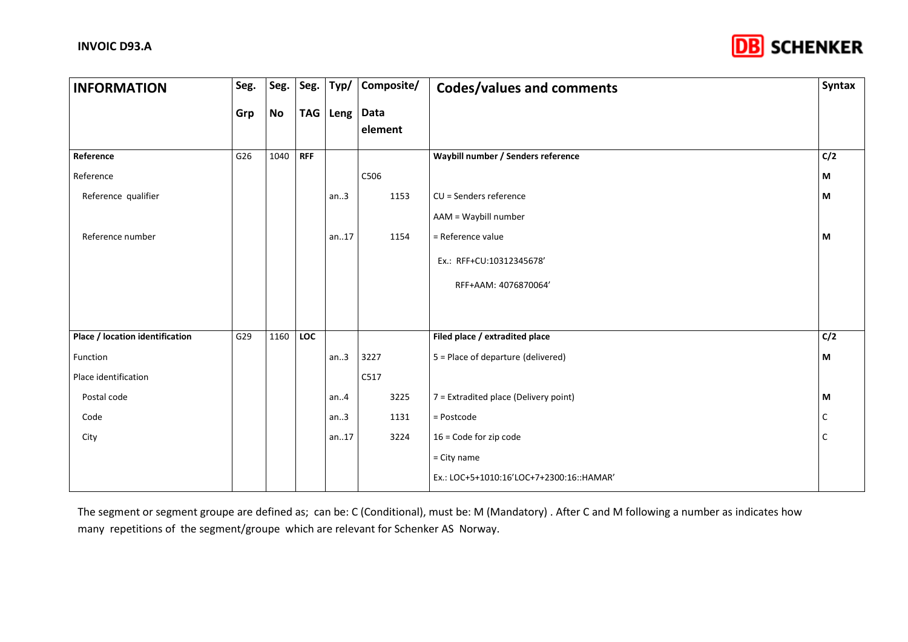| INFORMATION | Seg. Grp | Seg. No | Seg. TAG | Typ/ Leng | Composite/ Data element | Codes/values and comments | Syntax |
|---|---|---|---|---|---|---|---|
| **Reference** | G26 | 1040 | **RFF** | | | **Waybill number / Senders reference** | **C/2** |
| Reference | | | | | C506 | | **M** |
| Reference qualifier | | | | an..3 | 1153 | CU = Senders reference | **M** |
| | | | | | | AAM = Waybill number | |
| Reference number | | | | an..17 | 1154 | = Reference value | **M** |
| | | | | | | Ex.: RFF+CU:10312345678' | |
| | | | | | | RFF+AAM: 4076870064' | |
| **Place / location identification** | G29 | 1160 | **LOC** | | | **Filed place / extradited place** | **C/2** |
| Function | | | | an..3 | 3227 | 5 = Place of departure (delivered) | **M** |
| Place identification | | | | | C517 | | |
| Postal code | | | | an..4 | 3225 | 7 = Extradited place (Delivery point) | **M** |
| Code | | | | an..3 | 1131 | = Postcode | C |
| City | | | | an..17 | 3224 | 16 = Code for zip code | C |
| | | | | | | = City name | |
| | | | | | | Ex.: LOC+5+1010:16'LOC+7+2300:16::HAMAR' | |

The segment or segment groupe are defined as; can be: C (Conditional), must be: M (Mandatory) . After C and M following a number as indicates how many repetitions of the segment/groupe which are relevant for Schenker AS Norway.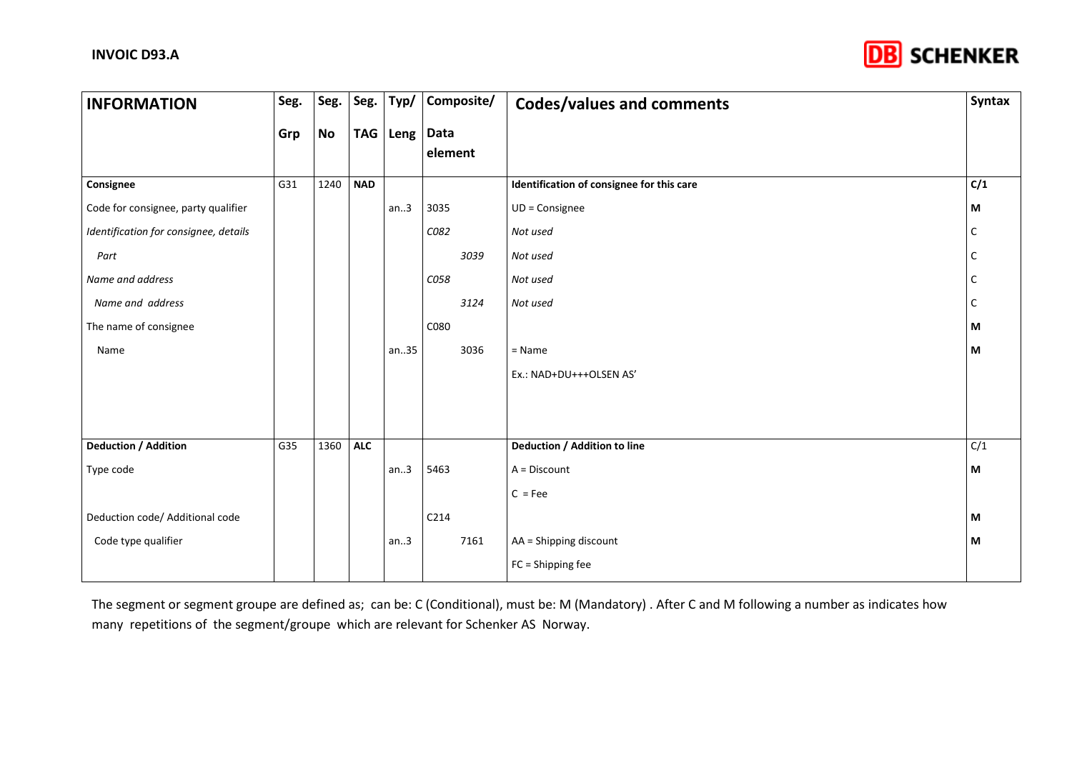| **INFORMATION** | **Seg. Grp** | **Seg. No** | **Seg. TAG** | **Typ/ Leng** | **Composite/ Data element** | **Codes/values and comments** | **Syntax** |
|---|---|---|---|---|---|---|---|
| **Consignee** | G31 | 1240 | **NAD** | | | **Identification of consignee for this care** | **C/1** |
| Code for consignee, party qualifier | | | | an..3 | 3035 | UD = Consignee | **M** |
| *Identification for consignee, details* | | | | | *C082* | *Not used* | C |
| *Part* | | | | | *3039* | *Not used* | C |
| *Name and address* | | | | | *C058* | *Not used* | C |
| *Name and address* | | | | | *3124* | *Not used* | C |
| The name of consignee | | | | | C080 | | **M** |
| Name | | | | an..35 | 3036 | = Name | **M** |
| | | | | | | Ex.: NAD+DU+++OLSEN AS' | |
| **Deduction / Addition** | G35 | 1360 | **ALC** | | | **Deduction / Addition to line** | C/1 |
| Type code | | | | an..3 | 5463 | A = Discount | **M** |
| | | | | | | C = Fee | |
| Deduction code/ Additional code | | | | | C214 | | **M** |
| Code type qualifier | | | | an..3 | 7161 | AA = Shipping discount | **M** |
| | | | | | | FC = Shipping fee | |

The segment or segment groupe are defined as; can be: C (Conditional), must be: M (Mandatory) . After C and M following a number as indicates how many repetitions of the segment/groupe which are relevant for Schenker AS Norway.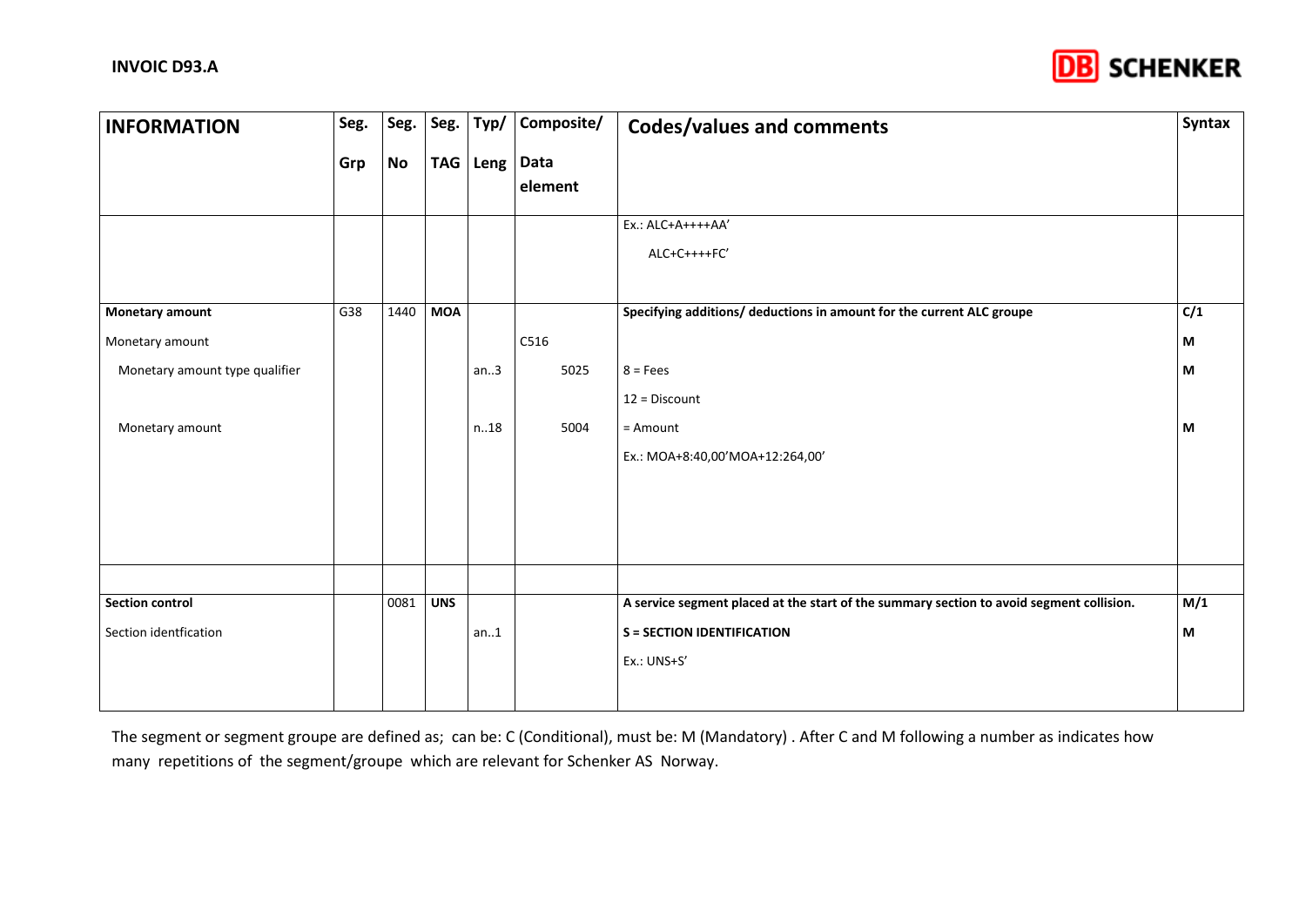| INFORMATION | Seg. Grp | Seg. No | Seg. TAG | Typ/ Leng | Composite/ Data element | Codes/values and comments | Syntax |
|---|---|---|---|---|---|---|---|
| | | | | | | Ex.: ALC+A++++AA' ALC+C++++FC' | |
| **Monetary amount** | G38 | 1440 | **MOA** | | | **Specifying additions/ deductions in amount for the current ALC groupe** | **C/1** |
| Monetary amount | | | | | C516 | | **M** |
| Monetary amount type qualifier | | | | an..3 | 5025 | 8 = Fees<br>12 = Discount | **M** |
| Monetary amount | | | | n..18 | 5004 | = Amount<br>Ex.: MOA+8:40,00'MOA+12:264,00' | **M** |
| | | | | | | | |
| **Section control** | | 0081 | **UNS** | | | **A service segment placed at the start of the summary section to avoid segment collision.** | **M/1** |
| Section identfication | | | | an..1 | | **S = SECTION IDENTIFICATION**<br>Ex.: UNS+S' | **M** |

The segment or segment groupe are defined as; can be: C (Conditional), must be: M (Mandatory) . After C and M following a number as indicates how many repetitions of the segment/groupe which are relevant for Schenker AS Norway.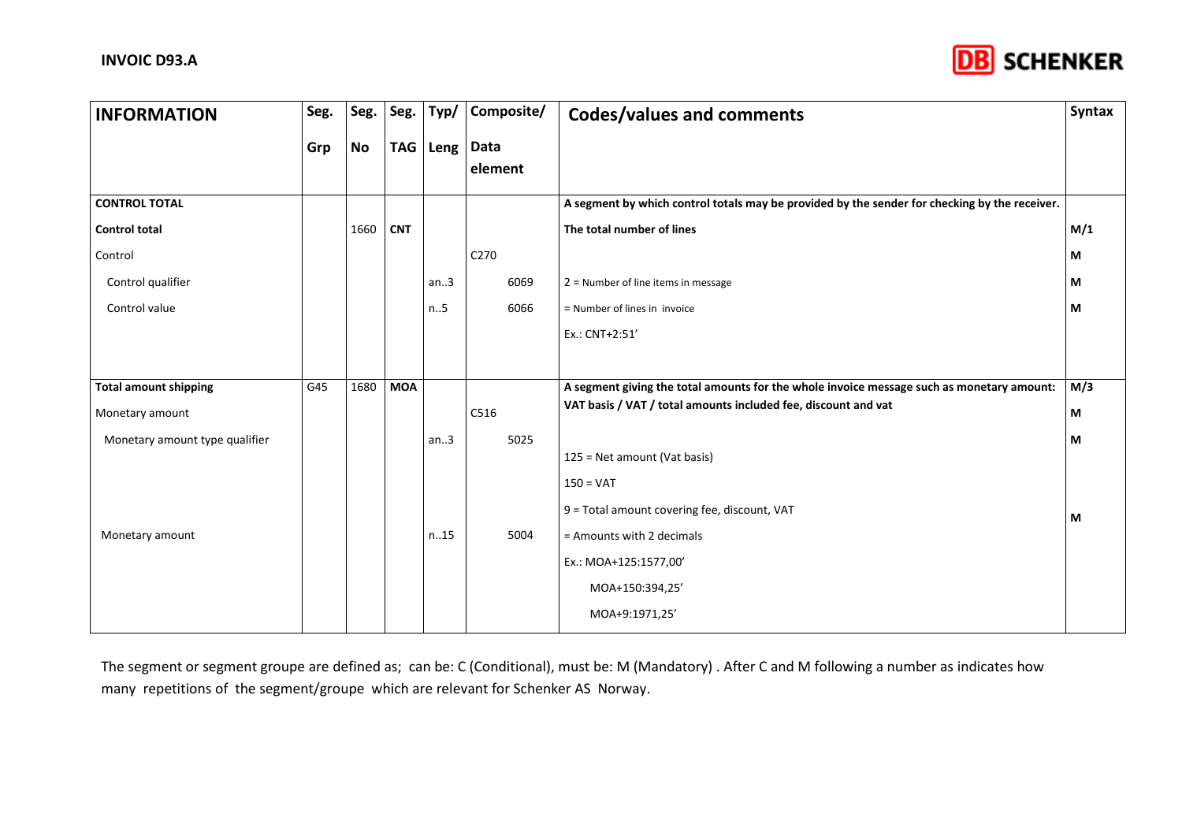| INFORMATION | Seg. Grp | Seg. No | Seg. TAG | Typ/ Leng | Composite/ Data element | Codes/values and comments | Syntax |
|---|---|---|---|---|---|---|---|
| **CONTROL TOTAL** | | | | | | **A segment by which control totals may be provided by the sender for checking by the receiver.** | |
| **Control total** | | 1660 | **CNT** | | | **The total number of lines** | **M/1** |
| Control | | | | | C270 | | **M** |
| Control qualifier | | | | an..3 | 6069 | 2 = Number of line items in message | **M** |
| Control value | | | | n..5 | 6066 | = Number of lines in invoice | **M** |
| | | | | | | Ex.: CNT+2:51' | |
| **Total amount shipping** | G45 | 1680 | **MOA** | | | **A segment giving the total amounts for the whole invoice message such as monetary amount: VAT basis / VAT / total amounts included fee, discount and vat** | **M/3** |
| Monetary amount | | | | | C516 | | **M** |
| Monetary amount type qualifier | | | | an..3 | 5025 | 125 = Net amount (Vat basis) | **M** |
| | | | | | | 150 = VAT | |
| | | | | | | 9 = Total amount covering fee, discount, VAT | |
| Monetary amount | | | | n..15 | 5004 | = Amounts with 2 decimals | **M** |
| | | | | | | Ex.: MOA+125:1577,00' | |
| | | | | | | MOA+150:394,25' | |
| | | | | | | MOA+9:1971,25' | |

The segment or segment groupe are defined as; can be: C (Conditional), must be: M (Mandatory) . After C and M following a number as indicates how many repetitions of the segment/groupe which are relevant for Schenker AS Norway.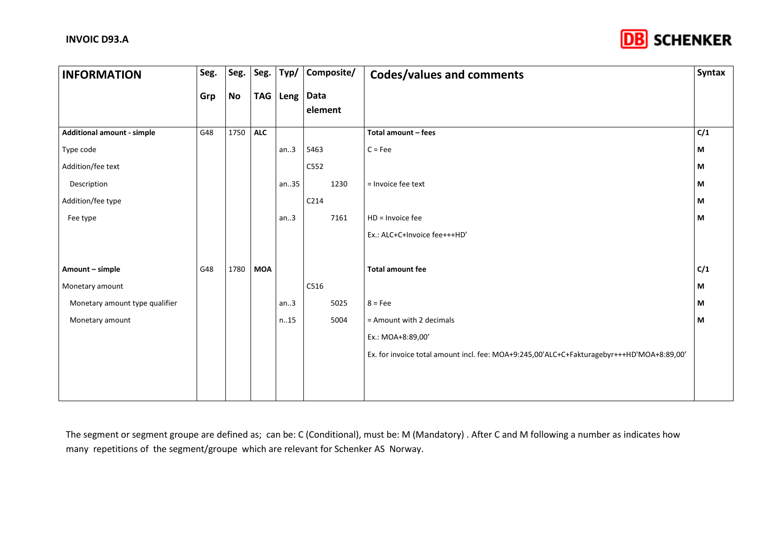| INFORMATION | Seg. Grp | Seg. No | Seg. TAG | Typ/ Leng | Composite/ Data element | Codes/values and comments | Syntax |
|---|---|---|---|---|---|---|---|
| **Additional amount - simple** | G48 | 1750 | **ALC** | | | **Total amount – fees** | **C/1** |
| Type code | | | | an..3 | 5463 | C = Fee | **M** |
| Addition/fee text | | | | | C552 | | **M** |
| Description | | | | an..35 | 1230 | = Invoice fee text | **M** |
| Addition/fee type | | | | | C214 | | **M** |
| Fee type | | | | an..3 | 7161 | HD = Invoice fee | **M** |
| | | | | | | Ex.: ALC+C+Invoice fee+++HD' | |
| **Amount – simple** | G48 | 1780 | **MOA** | | | **Total amount fee** | **C/1** |
| Monetary amount | | | | | C516 | | **M** |
| Monetary amount type qualifier | | | | an..3 | 5025 | 8 = Fee | **M** |
| Monetary amount | | | | n..15 | 5004 | = Amount with 2 decimals | **M** |
| | | | | | | Ex.: MOA+8:89,00' | |
| | | | | | | Ex. for invoice total amount incl. fee: MOA+9:245,00'ALC+C+Fakturagebyr+++HD'MOA+8:89,00' | |

The segment or segment groupe are defined as; can be: C (Conditional), must be: M (Mandatory) . After C and M following a number as indicates how many repetitions of the segment/groupe which are relevant for Schenker AS Norway.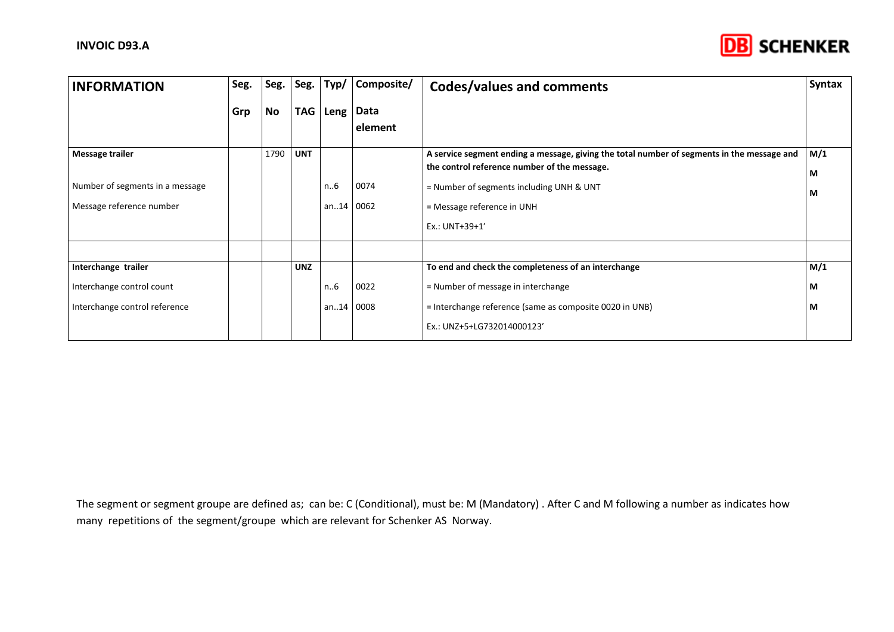| INFORMATION | Seg. Grp | Seg. No | Seg. TAG | Typ/ Leng | Composite/ Data element | Codes/values and comments | Syntax |
|---|---|---|---|---|---|---|---|
| **Message trailer** | | 1790 | **UNT** | | | **A service segment ending a message, giving the total number of segments in the message and the control reference number of the message.** | **M/1** |
| Number of segments in a message | | | | n..6 | 0074 | = Number of segments including UNH & UNT | **M** |
| Message reference number | | | | an..14 | 0062 | = Message reference in UNH | **M** |
| | | | | | | Ex.: UNT+39+1' | |
| | | | | | | | |
| **Interchange trailer** | | | **UNZ** | | | **To end and check the completeness of an interchange** | **M/1** |
| Interchange control count | | | | n..6 | 0022 | = Number of message in interchange | **M** |
| Interchange control reference | | | | an..14 | 0008 | = Interchange reference (same as composite 0020 in UNB) | **M** |
| | | | | | | Ex.: UNZ+5+LG732014000123' | |

The segment or segment groupe are defined as; can be: C (Conditional), must be: M (Mandatory) . After C and M following a number as indicates how many repetitions of the segment/groupe which are relevant for Schenker AS Norway.